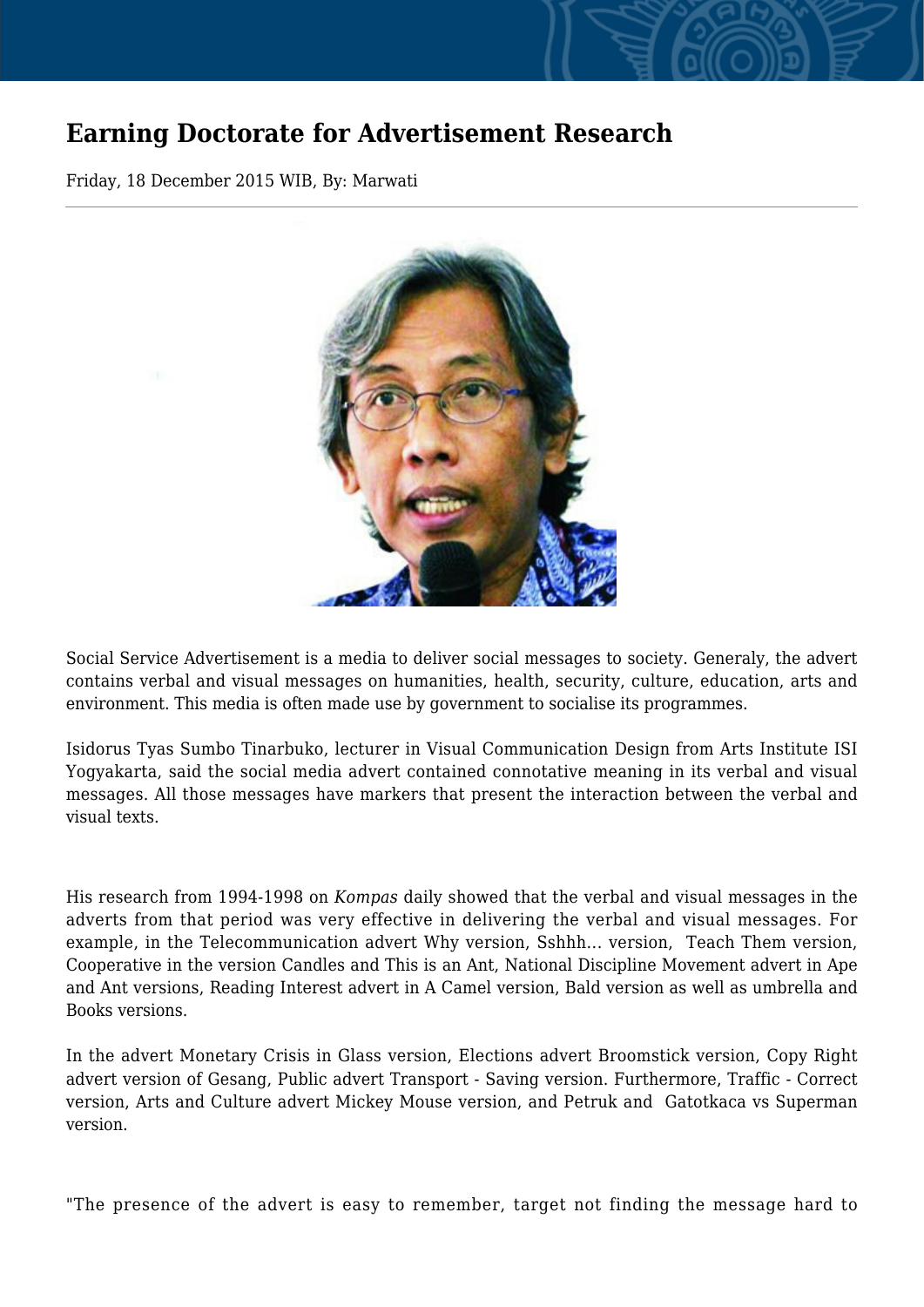# Earning Doctorate for Advertisement Research

Friday, 18 December 2015 WIB, By: Marwati

---

Social Service Advertisement is a media to deliver social messages to society. Generaly, the advert contains verbal and visual messages on humanities, health, security, culture, education, arts and environment. This media is often made use by government to socialise its programmes.

Isidorus Tyas Sumbo Tinarbuko, lecturer in Visual Communication Design from Arts Institute ISI Yogyakarta, said the social media advert contained connotative meaning in its verbal and visual messages. All those messages have markers that present the interaction between the verbal and visual texts.

His research from 1994-1998 on *Kompas* daily showed that the verbal and visual messages in the adverts from that period was very effective in delivering the verbal and visual messages. For example, in the Telecommunication advert Why version, Sshhh... version, Teach Them version, Cooperative in the version Candles and This is an Ant, National Discipline Movement advert in Ape and Ant versions, Reading Interest advert in A Camel version, Bald version as well as umbrella and Books versions.

In the advert Monetary Crisis in Glass version, Elections advert Broomstick version, Copy Right advert version of Gesang, Public advert Transport - Saving version. Furthermore, Traffic - Correct version, Arts and Culture advert Mickey Mouse version, and Petruk and Gatotkaca vs Superman version.

"The presence of the advert is easy to remember, target not finding the message hard to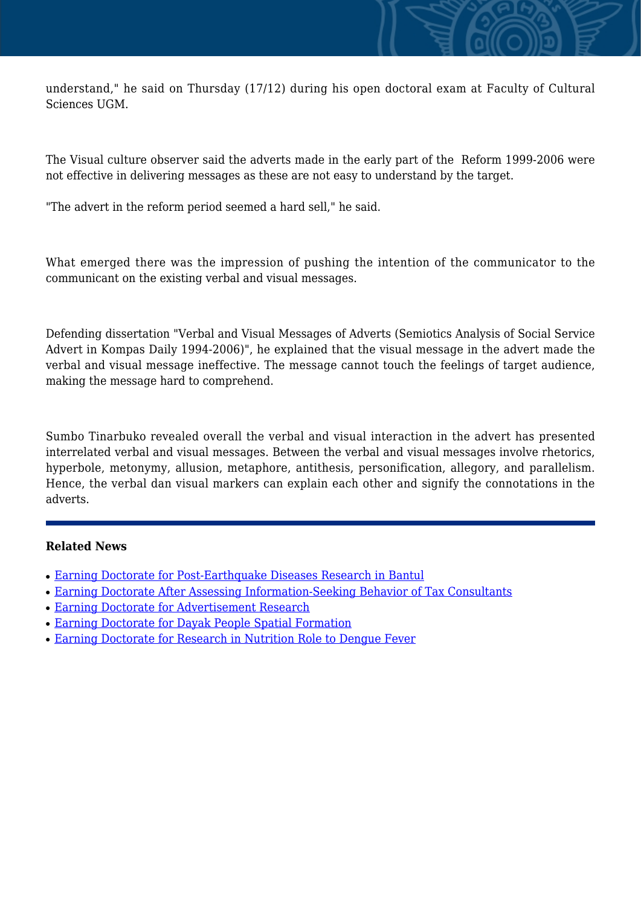understand," he said on Thursday (17/12) during his open doctoral exam at Faculty of Cultural Sciences UGM.

The Visual culture observer said the adverts made in the early part of the  Reform 1999-2006 were not effective in delivering messages as these are not easy to understand by the target.

"The advert in the reform period seemed a hard sell," he said.

What emerged there was the impression of pushing the intention of the communicator to the communicant on the existing verbal and visual messages.

Defending dissertation "Verbal and Visual Messages of Adverts (Semiotics Analysis of Social Service Advert in Kompas Daily 1994-2006)", he explained that the visual message in the advert made the verbal and visual message ineffective. The message cannot touch the feelings of target audience, making the message hard to comprehend.

Sumbo Tinarbuko revealed overall the verbal and visual interaction in the advert has presented interrelated verbal and visual messages. Between the verbal and visual messages involve rhetorics, hyperbole, metonymy, allusion, metaphore, antithesis, personification, allegory, and parallelism. Hence, the verbal dan visual markers can explain each other and signify the connotations in the adverts.

---

**Related News**

- Earning Doctorate for Post-Earthquake Diseases Research in Bantul
- Earning Doctorate After Assessing Information-Seeking Behavior of Tax Consultants
- Earning Doctorate for Advertisement Research
- Earning Doctorate for Dayak People Spatial Formation
- Earning Doctorate for Research in Nutrition Role to Dengue Fever